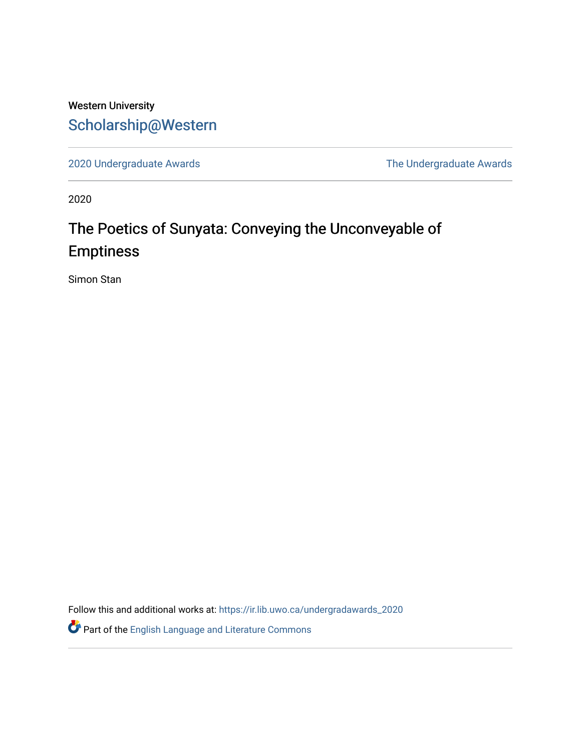Western University

Scholarship@Western

2020 Undergraduate Awards | The Undergraduate Awards

2020

# The Poetics of Sunyata: Conveying the Unconveyable of Emptiness

Simon Stan

Follow this and additional works at: https://ir.lib.uwo.ca/undergradawards_2020

Part of the English Language and Literature Commons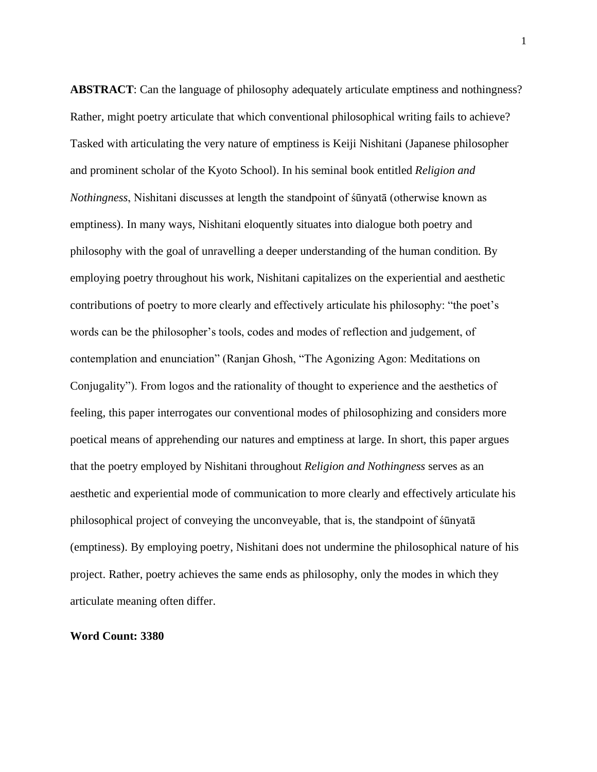**ABSTRACT**: Can the language of philosophy adequately articulate emptiness and nothingness? Rather, might poetry articulate that which conventional philosophical writing fails to achieve? Tasked with articulating the very nature of emptiness is Keiji Nishitani (Japanese philosopher and prominent scholar of the Kyoto School). In his seminal book entitled *Religion and Nothingness*, Nishitani discusses at length the standpoint of śūnyatā (otherwise known as emptiness). In many ways, Nishitani eloquently situates into dialogue both poetry and philosophy with the goal of unravelling a deeper understanding of the human condition. By employing poetry throughout his work, Nishitani capitalizes on the experiential and aesthetic contributions of poetry to more clearly and effectively articulate his philosophy: "the poet's words can be the philosopher's tools, codes and modes of reflection and judgement, of contemplation and enunciation" (Ranjan Ghosh, "The Agonizing Agon: Meditations on Conjugality"). From logos and the rationality of thought to experience and the aesthetics of feeling, this paper interrogates our conventional modes of philosophizing and considers more poetical means of apprehending our natures and emptiness at large. In short, this paper argues that the poetry employed by Nishitani throughout *Religion and Nothingness* serves as an aesthetic and experiential mode of communication to more clearly and effectively articulate his philosophical project of conveying the unconveyable, that is, the standpoint of śūnyatā (emptiness). By employing poetry, Nishitani does not undermine the philosophical nature of his project. Rather, poetry achieves the same ends as philosophy, only the modes in which they articulate meaning often differ.

**Word Count: 3380**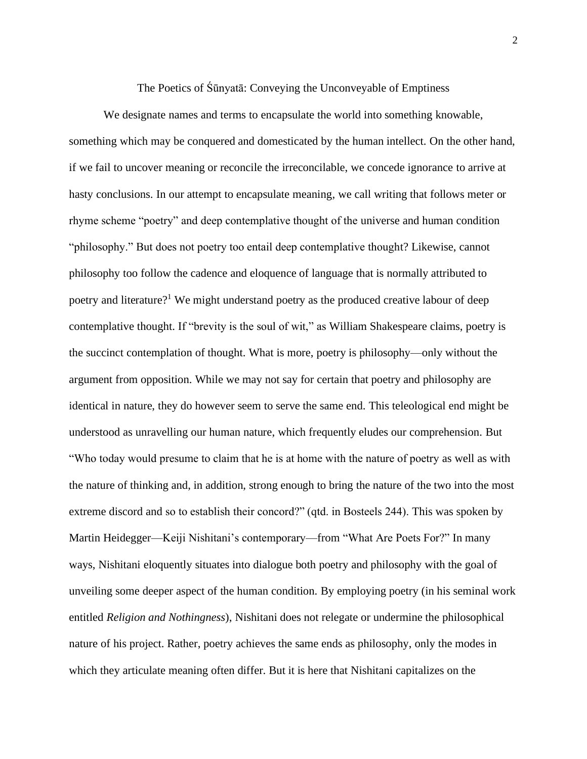# The Poetics of Śūnyatā: Conveying the Unconveyable of Emptiness

We designate names and terms to encapsulate the world into something knowable, something which may be conquered and domesticated by the human intellect. On the other hand, if we fail to uncover meaning or reconcile the irreconcilable, we concede ignorance to arrive at hasty conclusions. In our attempt to encapsulate meaning, we call writing that follows meter or rhyme scheme "poetry" and deep contemplative thought of the universe and human condition "philosophy." But does not poetry too entail deep contemplative thought? Likewise, cannot philosophy too follow the cadence and eloquence of language that is normally attributed to poetry and literature?[1] We might understand poetry as the produced creative labour of deep contemplative thought. If "brevity is the soul of wit," as William Shakespeare claims, poetry is the succinct contemplation of thought. What is more, poetry is philosophy—only without the argument from opposition. While we may not say for certain that poetry and philosophy are identical in nature, they do however seem to serve the same end. This teleological end might be understood as unravelling our human nature, which frequently eludes our comprehension. But "Who today would presume to claim that he is at home with the nature of poetry as well as with the nature of thinking and, in addition, strong enough to bring the nature of the two into the most extreme discord and so to establish their concord?" (qtd. in Bosteels 244). This was spoken by Martin Heidegger—Keiji Nishitani's contemporary—from "What Are Poets For?" In many ways, Nishitani eloquently situates into dialogue both poetry and philosophy with the goal of unveiling some deeper aspect of the human condition. By employing poetry (in his seminal work entitled *Religion and Nothingness*), Nishitani does not relegate or undermine the philosophical nature of his project. Rather, poetry achieves the same ends as philosophy, only the modes in which they articulate meaning often differ. But it is here that Nishitani capitalizes on the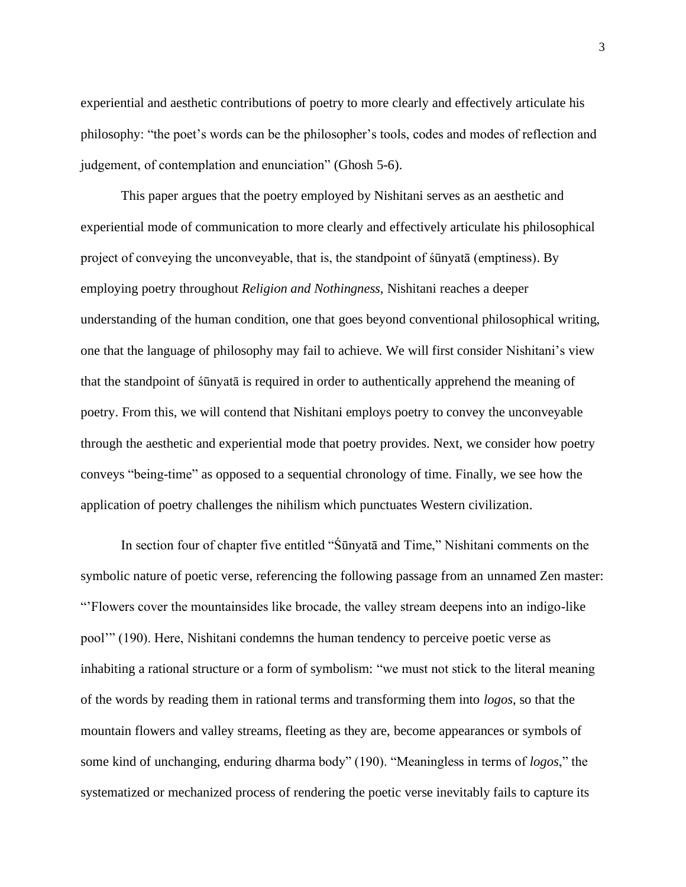experiential and aesthetic contributions of poetry to more clearly and effectively articulate his philosophy: "the poet's words can be the philosopher's tools, codes and modes of reflection and judgement, of contemplation and enunciation" (Ghosh 5-6).

This paper argues that the poetry employed by Nishitani serves as an aesthetic and experiential mode of communication to more clearly and effectively articulate his philosophical project of conveying the unconveyable, that is, the standpoint of śūnyatā (emptiness). By employing poetry throughout *Religion and Nothingness*, Nishitani reaches a deeper understanding of the human condition, one that goes beyond conventional philosophical writing, one that the language of philosophy may fail to achieve. We will first consider Nishitani's view that the standpoint of śūnyatā is required in order to authentically apprehend the meaning of poetry. From this, we will contend that Nishitani employs poetry to convey the unconveyable through the aesthetic and experiential mode that poetry provides. Next, we consider how poetry conveys "being-time" as opposed to a sequential chronology of time. Finally, we see how the application of poetry challenges the nihilism which punctuates Western civilization.

In section four of chapter five entitled "Śūnyatā and Time," Nishitani comments on the symbolic nature of poetic verse, referencing the following passage from an unnamed Zen master: "'Flowers cover the mountainsides like brocade, the valley stream deepens into an indigo-like pool'" (190). Here, Nishitani condemns the human tendency to perceive poetic verse as inhabiting a rational structure or a form of symbolism: "we must not stick to the literal meaning of the words by reading them in rational terms and transforming them into *logos*, so that the mountain flowers and valley streams, fleeting as they are, become appearances or symbols of some kind of unchanging, enduring dharma body" (190). "Meaningless in terms of *logos*," the systematized or mechanized process of rendering the poetic verse inevitably fails to capture its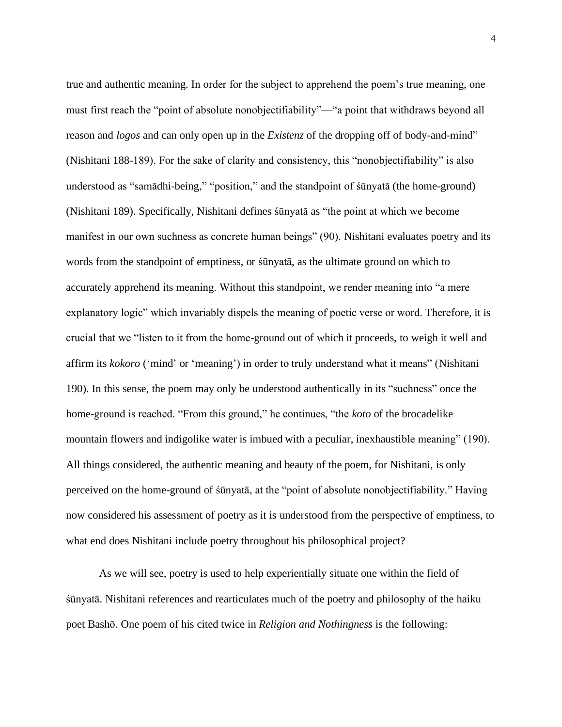true and authentic meaning. In order for the subject to apprehend the poem's true meaning, one must first reach the "point of absolute nonobjectifiability"—"a point that withdraws beyond all reason and *logos* and can only open up in the *Existenz* of the dropping off of body-and-mind" (Nishitani 188-189). For the sake of clarity and consistency, this "nonobjectifiability" is also understood as "samādhi-being," "position," and the standpoint of śūnyatā (the home-ground) (Nishitani 189). Specifically, Nishitani defines śūnyatā as "the point at which we become manifest in our own suchness as concrete human beings" (90). Nishitani evaluates poetry and its words from the standpoint of emptiness, or śūnyatā, as the ultimate ground on which to accurately apprehend its meaning. Without this standpoint, we render meaning into "a mere explanatory logic" which invariably dispels the meaning of poetic verse or word. Therefore, it is crucial that we "listen to it from the home-ground out of which it proceeds, to weigh it well and affirm its *kokoro* ('mind' or 'meaning') in order to truly understand what it means" (Nishitani 190). In this sense, the poem may only be understood authentically in its "suchness" once the home-ground is reached. "From this ground," he continues, "the *koto* of the brocadelike mountain flowers and indigolike water is imbued with a peculiar, inexhaustible meaning" (190). All things considered, the authentic meaning and beauty of the poem, for Nishitani, is only perceived on the home-ground of śūnyatā, at the "point of absolute nonobjectifiability." Having now considered his assessment of poetry as it is understood from the perspective of emptiness, to what end does Nishitani include poetry throughout his philosophical project?

As we will see, poetry is used to help experientially situate one within the field of śūnyatā. Nishitani references and rearticulates much of the poetry and philosophy of the haiku poet Bashō. One poem of his cited twice in *Religion and Nothingness* is the following: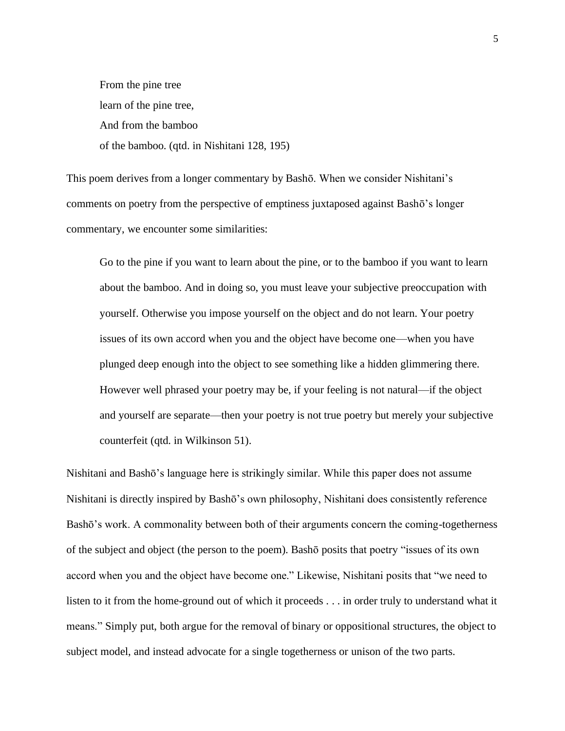From the pine tree  
learn of the pine tree,  
And from the bamboo  
of the bamboo. (qtd. in Nishitani 128, 195)

This poem derives from a longer commentary by Bashō. When we consider Nishitani's comments on poetry from the perspective of emptiness juxtaposed against Bashō's longer commentary, we encounter some similarities:

> Go to the pine if you want to learn about the pine, or to the bamboo if you want to learn about the bamboo. And in doing so, you must leave your subjective preoccupation with yourself. Otherwise you impose yourself on the object and do not learn. Your poetry issues of its own accord when you and the object have become one—when you have plunged deep enough into the object to see something like a hidden glimmering there. However well phrased your poetry may be, if your feeling is not natural—if the object and yourself are separate—then your poetry is not true poetry but merely your subjective counterfeit (qtd. in Wilkinson 51).

Nishitani and Bashō's language here is strikingly similar. While this paper does not assume Nishitani is directly inspired by Bashō's own philosophy, Nishitani does consistently reference Bashō's work. A commonality between both of their arguments concern the coming-togetherness of the subject and object (the person to the poem). Bashō posits that poetry "issues of its own accord when you and the object have become one." Likewise, Nishitani posits that "we need to listen to it from the home-ground out of which it proceeds . . . in order truly to understand what it means." Simply put, both argue for the removal of binary or oppositional structures, the object to subject model, and instead advocate for a single togetherness or unison of the two parts.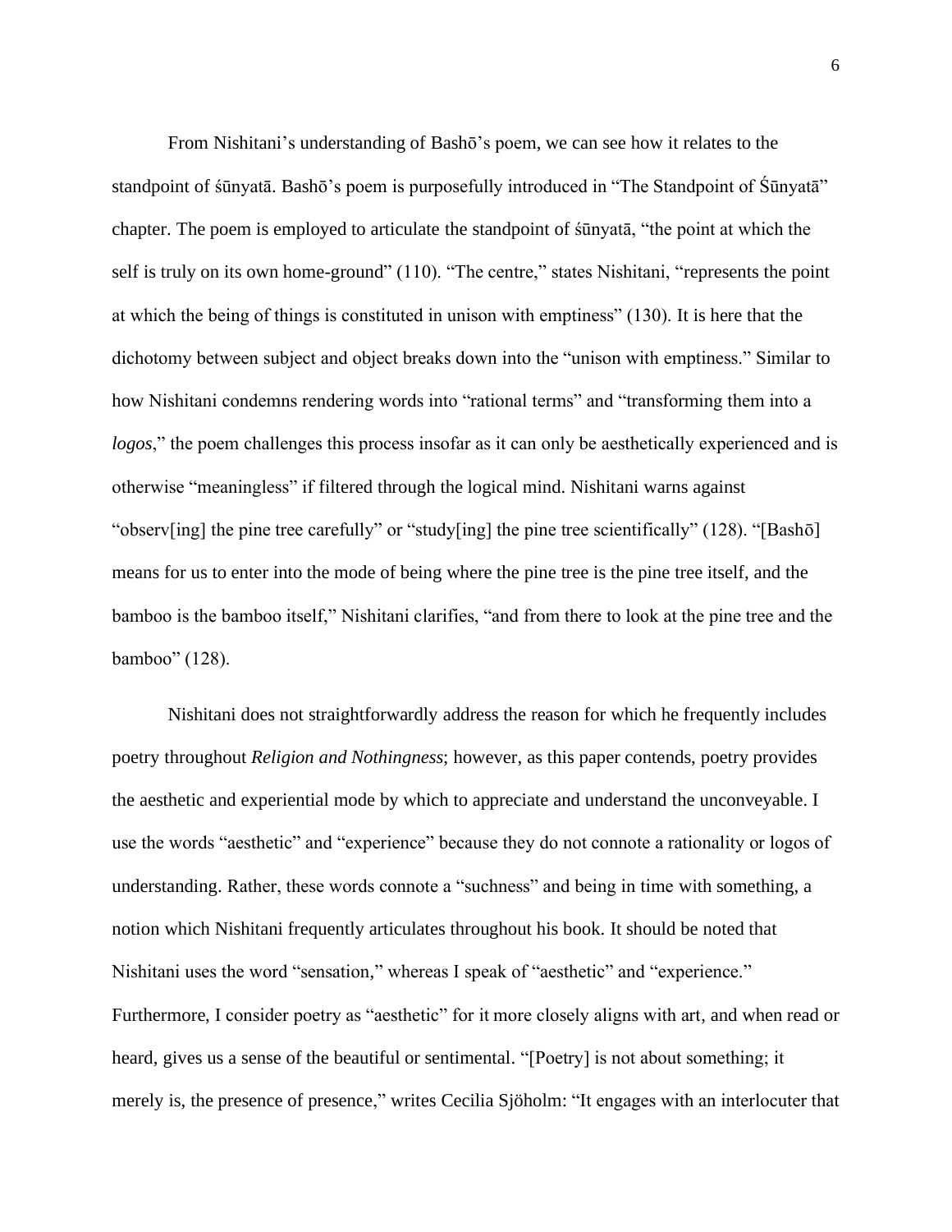From Nishitani's understanding of Bashō's poem, we can see how it relates to the standpoint of śūnyatā. Bashō's poem is purposefully introduced in "The Standpoint of Śūnyatā" chapter. The poem is employed to articulate the standpoint of śūnyatā, "the point at which the self is truly on its own home-ground" (110). "The centre," states Nishitani, "represents the point at which the being of things is constituted in unison with emptiness" (130). It is here that the dichotomy between subject and object breaks down into the "unison with emptiness." Similar to how Nishitani condemns rendering words into "rational terms" and "transforming them into a *logos*," the poem challenges this process insofar as it can only be aesthetically experienced and is otherwise "meaningless" if filtered through the logical mind. Nishitani warns against "observ[ing] the pine tree carefully" or "study[ing] the pine tree scientifically" (128). "[Bashō] means for us to enter into the mode of being where the pine tree is the pine tree itself, and the bamboo is the bamboo itself," Nishitani clarifies, "and from there to look at the pine tree and the bamboo" (128).

Nishitani does not straightforwardly address the reason for which he frequently includes poetry throughout *Religion and Nothingness*; however, as this paper contends, poetry provides the aesthetic and experiential mode by which to appreciate and understand the unconveyable. I use the words "aesthetic" and "experience" because they do not connote a rationality or logos of understanding. Rather, these words connote a "suchness" and being in time with something, a notion which Nishitani frequently articulates throughout his book. It should be noted that Nishitani uses the word "sensation," whereas I speak of "aesthetic" and "experience." Furthermore, I consider poetry as "aesthetic" for it more closely aligns with art, and when read or heard, gives us a sense of the beautiful or sentimental. "[Poetry] is not about something; it merely is, the presence of presence," writes Cecilia Sjöholm: "It engages with an interlocuter that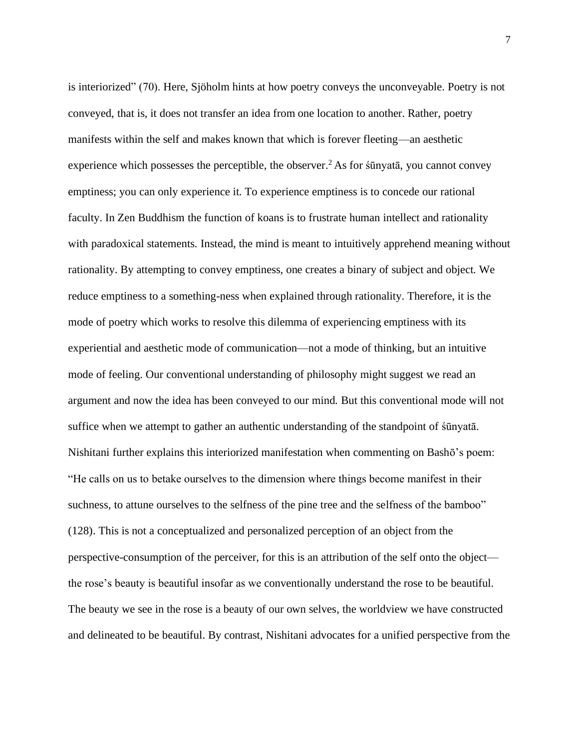is interiorized" (70). Here, Sjöholm hints at how poetry conveys the unconveyable. Poetry is not conveyed, that is, it does not transfer an idea from one location to another. Rather, poetry manifests within the self and makes known that which is forever fleeting—an aesthetic experience which possesses the perceptible, the observer.[2] As for śūnyatā, you cannot convey emptiness; you can only experience it. To experience emptiness is to concede our rational faculty. In Zen Buddhism the function of koans is to frustrate human intellect and rationality with paradoxical statements. Instead, the mind is meant to intuitively apprehend meaning without rationality. By attempting to convey emptiness, one creates a binary of subject and object. We reduce emptiness to a something-ness when explained through rationality. Therefore, it is the mode of poetry which works to resolve this dilemma of experiencing emptiness with its experiential and aesthetic mode of communication—not a mode of thinking, but an intuitive mode of feeling. Our conventional understanding of philosophy might suggest we read an argument and now the idea has been conveyed to our mind. But this conventional mode will not suffice when we attempt to gather an authentic understanding of the standpoint of śūnyatā. Nishitani further explains this interiorized manifestation when commenting on Bashō's poem: "He calls on us to betake ourselves to the dimension where things become manifest in their suchness, to attune ourselves to the selfness of the pine tree and the selfness of the bamboo" (128). This is not a conceptualized and personalized perception of an object from the perspective-consumption of the perceiver, for this is an attribution of the self onto the object—the rose's beauty is beautiful insofar as we conventionally understand the rose to be beautiful. The beauty we see in the rose is a beauty of our own selves, the worldview we have constructed and delineated to be beautiful. By contrast, Nishitani advocates for a unified perspective from the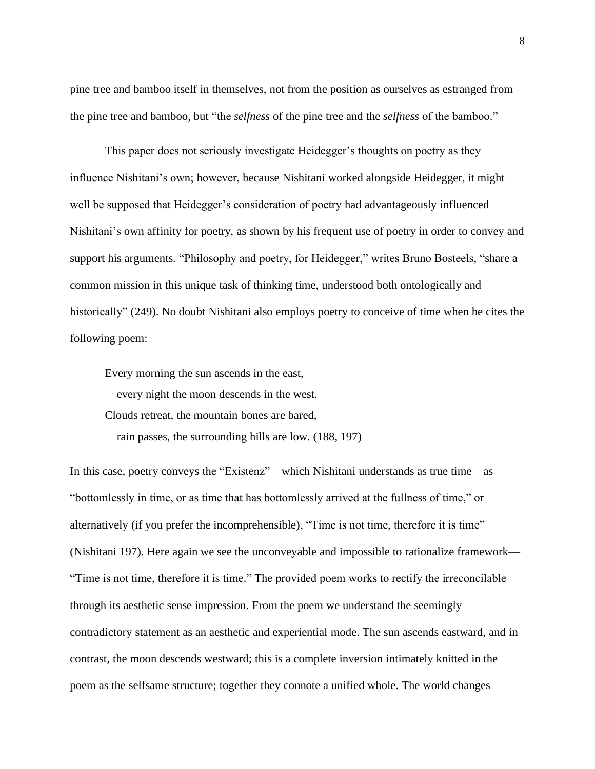pine tree and bamboo itself in themselves, not from the position as ourselves as estranged from the pine tree and bamboo, but "the *selfness* of the pine tree and the *selfness* of the bamboo."

This paper does not seriously investigate Heidegger's thoughts on poetry as they influence Nishitani's own; however, because Nishitani worked alongside Heidegger, it might well be supposed that Heidegger's consideration of poetry had advantageously influenced Nishitani's own affinity for poetry, as shown by his frequent use of poetry in order to convey and support his arguments. "Philosophy and poetry, for Heidegger," writes Bruno Bosteels, "share a common mission in this unique task of thinking time, understood both ontologically and historically" (249). No doubt Nishitani also employs poetry to conceive of time when he cites the following poem:

> Every morning the sun ascends in the east,
> &nbsp;&nbsp;&nbsp;every night the moon descends in the west.
> Clouds retreat, the mountain bones are bared,
> &nbsp;&nbsp;&nbsp;rain passes, the surrounding hills are low. (188, 197)

In this case, poetry conveys the "Existenz"—which Nishitani understands as true time—as "bottomlessly in time, or as time that has bottomlessly arrived at the fullness of time," or alternatively (if you prefer the incomprehensible), "Time is not time, therefore it is time" (Nishitani 197). Here again we see the unconveyable and impossible to rationalize framework—"Time is not time, therefore it is time." The provided poem works to rectify the irreconcilable through its aesthetic sense impression. From the poem we understand the seemingly contradictory statement as an aesthetic and experiential mode. The sun ascends eastward, and in contrast, the moon descends westward; this is a complete inversion intimately knitted in the poem as the selfsame structure; together they connote a unified whole. The world changes—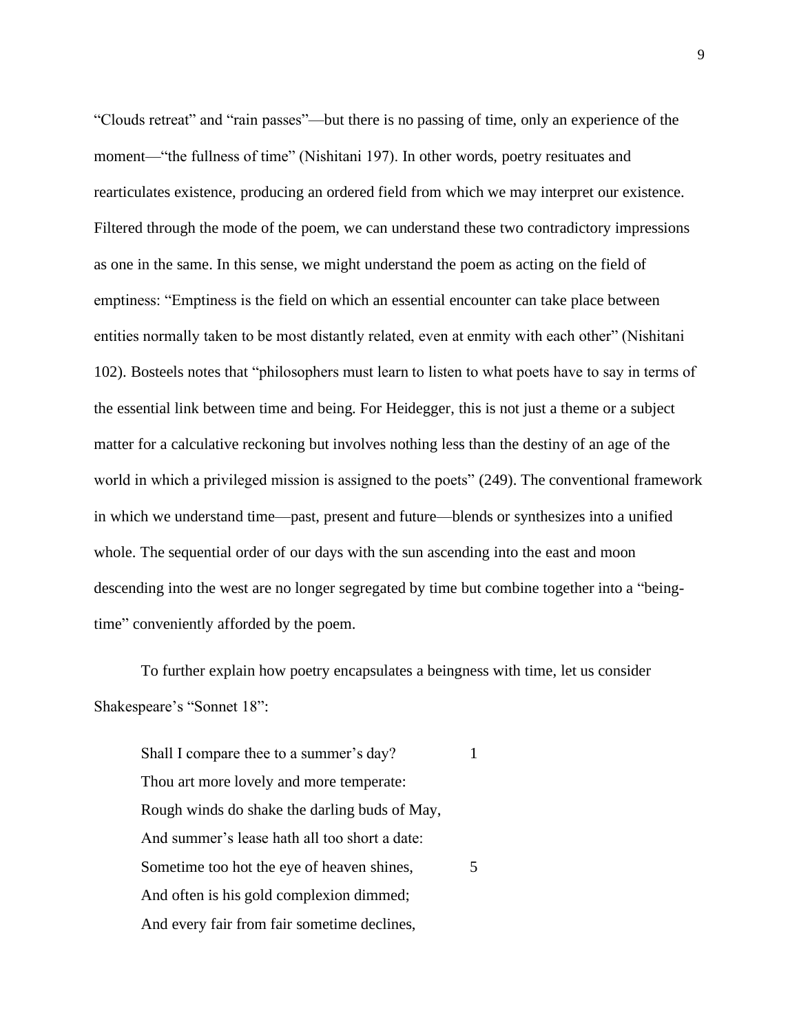"Clouds retreat" and "rain passes"—but there is no passing of time, only an experience of the moment—"the fullness of time" (Nishitani 197). In other words, poetry resituates and rearticulates existence, producing an ordered field from which we may interpret our existence. Filtered through the mode of the poem, we can understand these two contradictory impressions as one in the same. In this sense, we might understand the poem as acting on the field of emptiness: "Emptiness is the field on which an essential encounter can take place between entities normally taken to be most distantly related, even at enmity with each other" (Nishitani 102). Bosteels notes that "philosophers must learn to listen to what poets have to say in terms of the essential link between time and being. For Heidegger, this is not just a theme or a subject matter for a calculative reckoning but involves nothing less than the destiny of an age of the world in which a privileged mission is assigned to the poets" (249). The conventional framework in which we understand time—past, present and future—blends or synthesizes into a unified whole. The sequential order of our days with the sun ascending into the east and moon descending into the west are no longer segregated by time but combine together into a "being-time" conveniently afforded by the poem.

To further explain how poetry encapsulates a beingness with time, let us consider Shakespeare's "Sonnet 18":

> Shall I compare thee to a summer's day? 1
> Thou art more lovely and more temperate:
> Rough winds do shake the darling buds of May,
> And summer's lease hath all too short a date:
> Sometime too hot the eye of heaven shines, 5
> And often is his gold complexion dimmed;
> And every fair from fair sometime declines,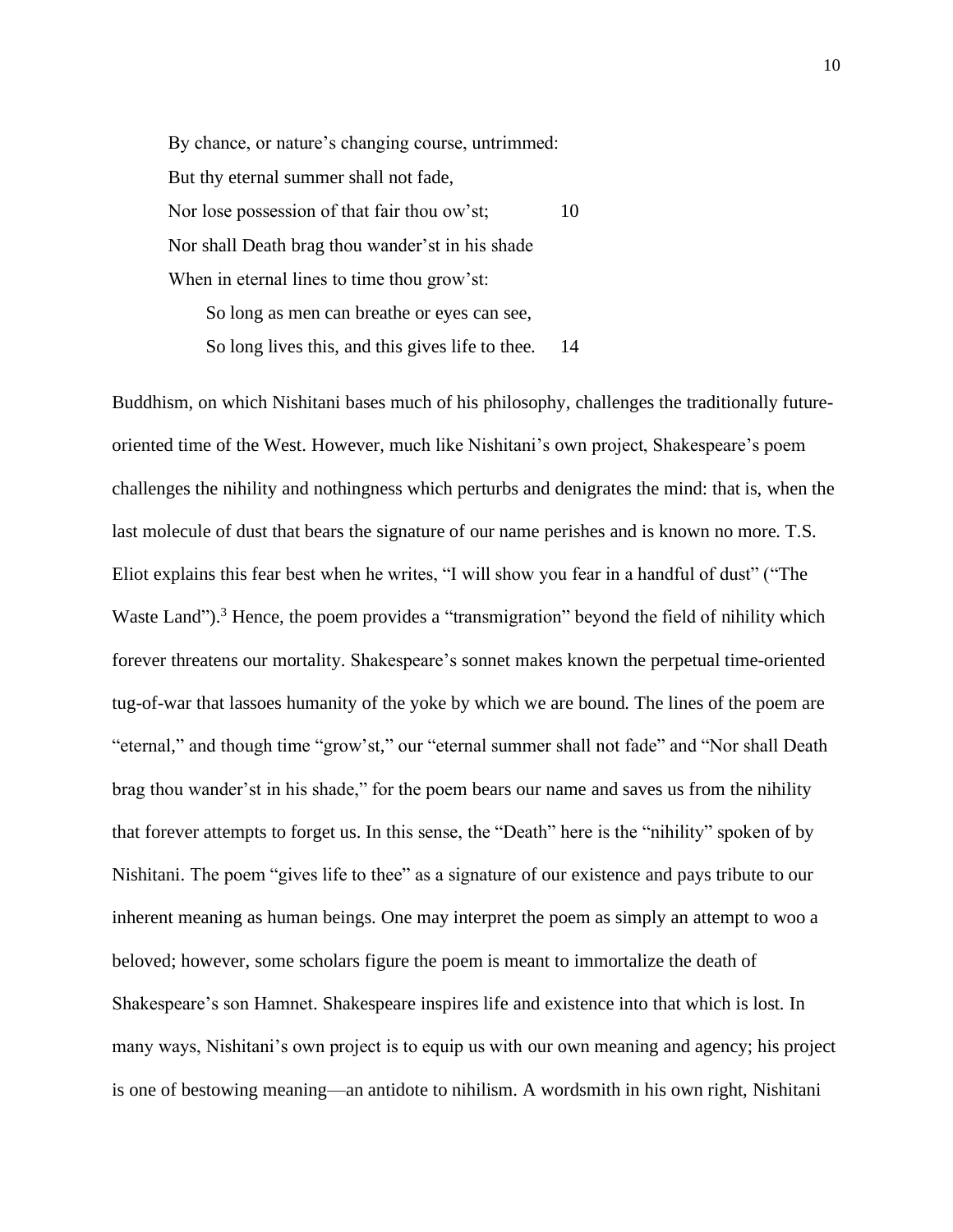> By chance, or nature's changing course, untrimmed:
> But thy eternal summer shall not fade,
> Nor lose possession of that fair thou ow'st; 10
> Nor shall Death brag thou wander'st in his shade
> When in eternal lines to time thou grow'st:
>     So long as men can breathe or eyes can see,
>     So long lives this, and this gives life to thee. 14

Buddhism, on which Nishitani bases much of his philosophy, challenges the traditionally future-oriented time of the West. However, much like Nishitani's own project, Shakespeare's poem challenges the nihility and nothingness which perturbs and denigrates the mind: that is, when the last molecule of dust that bears the signature of our name perishes and is known no more. T.S. Eliot explains this fear best when he writes, "I will show you fear in a handful of dust" ("The Waste Land").[3] Hence, the poem provides a "transmigration" beyond the field of nihility which forever threatens our mortality. Shakespeare's sonnet makes known the perpetual time-oriented tug-of-war that lassoes humanity of the yoke by which we are bound. The lines of the poem are "eternal," and though time "grow'st," our "eternal summer shall not fade" and "Nor shall Death brag thou wander'st in his shade," for the poem bears our name and saves us from the nihility that forever attempts to forget us. In this sense, the "Death" here is the "nihility" spoken of by Nishitani. The poem "gives life to thee" as a signature of our existence and pays tribute to our inherent meaning as human beings. One may interpret the poem as simply an attempt to woo a beloved; however, some scholars figure the poem is meant to immortalize the death of Shakespeare's son Hamnet. Shakespeare inspires life and existence into that which is lost. In many ways, Nishitani's own project is to equip us with our own meaning and agency; his project is one of bestowing meaning—an antidote to nihilism. A wordsmith in his own right, Nishitani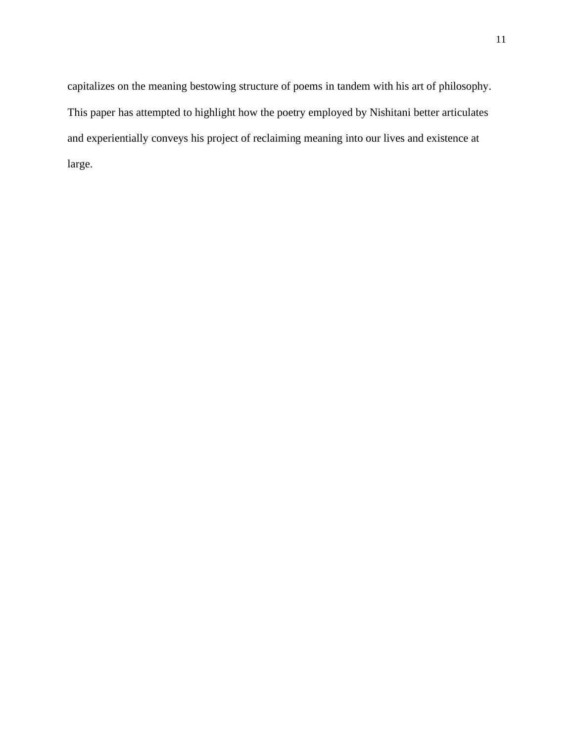capitalizes on the meaning bestowing structure of poems in tandem with his art of philosophy. This paper has attempted to highlight how the poetry employed by Nishitani better articulates and experientially conveys his project of reclaiming meaning into our lives and existence at large.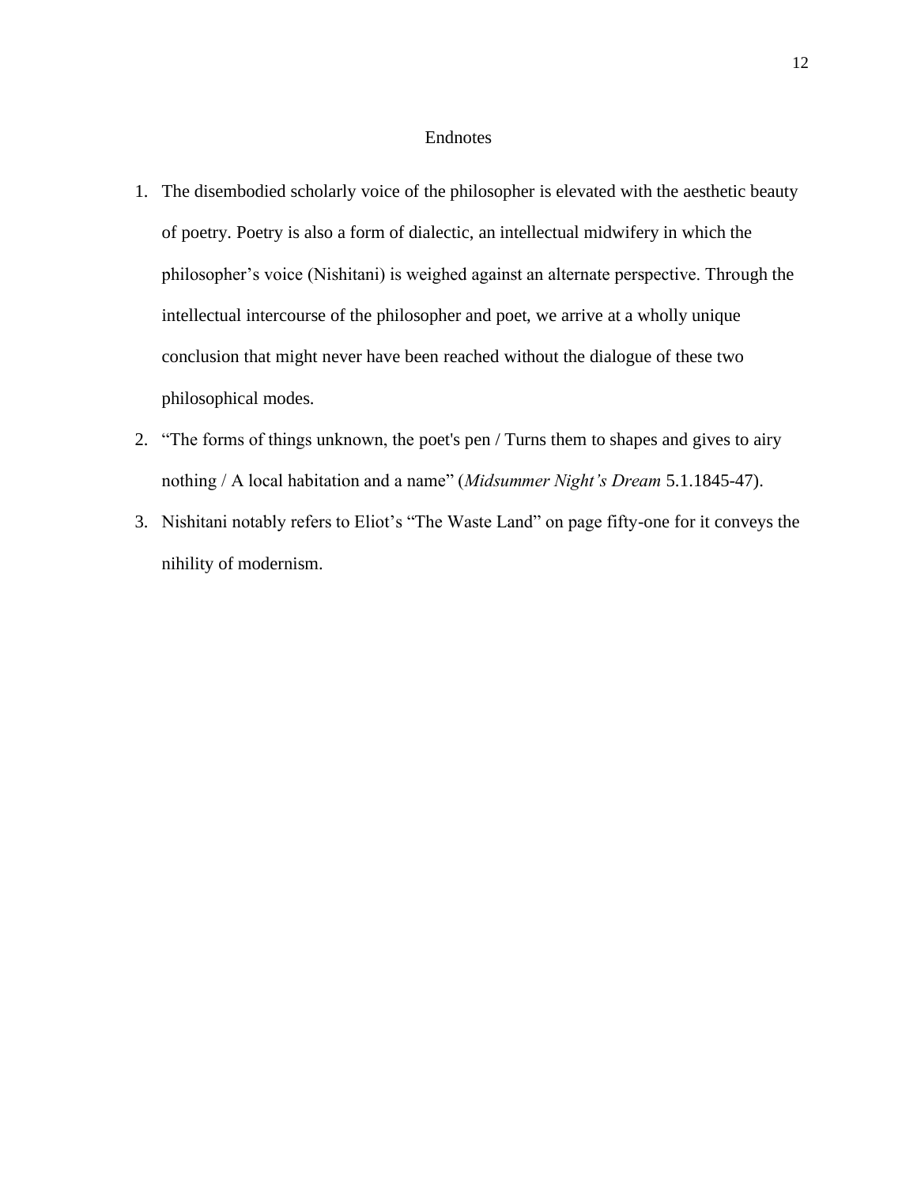# Endnotes

1. The disembodied scholarly voice of the philosopher is elevated with the aesthetic beauty of poetry. Poetry is also a form of dialectic, an intellectual midwifery in which the philosopher's voice (Nishitani) is weighed against an alternate perspective. Through the intellectual intercourse of the philosopher and poet, we arrive at a wholly unique conclusion that might never have been reached without the dialogue of these two philosophical modes.
2. "The forms of things unknown, the poet's pen / Turns them to shapes and gives to airy nothing / A local habitation and a name" (*Midsummer Night's Dream* 5.1.1845-47).
3. Nishitani notably refers to Eliot's "The Waste Land" on page fifty-one for it conveys the nihility of modernism.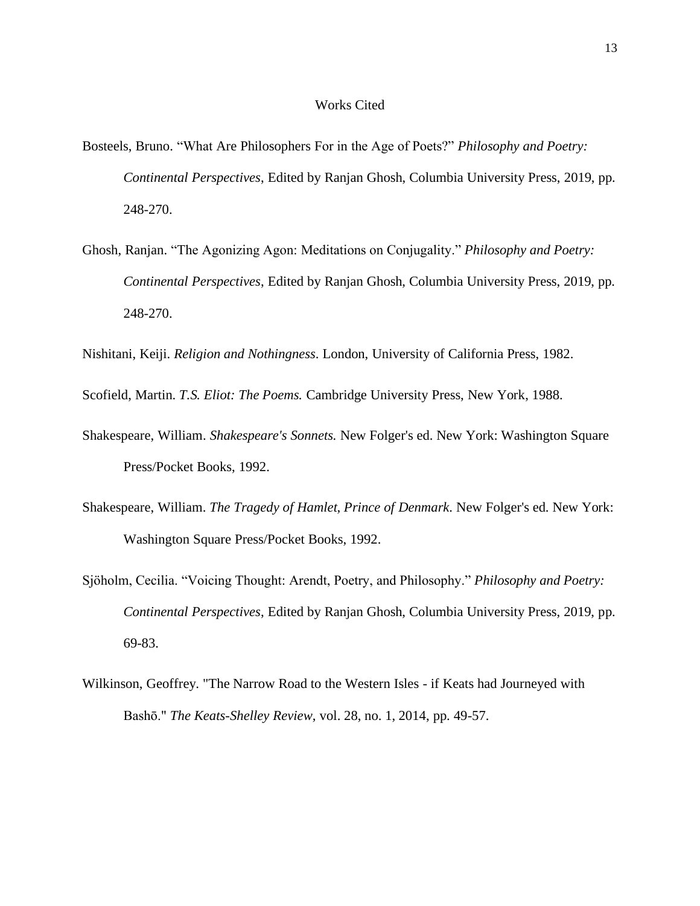# Works Cited

Bosteels, Bruno. “What Are Philosophers For in the Age of Poets?” *Philosophy and Poetry: Continental Perspectives*, Edited by Ranjan Ghosh, Columbia University Press, 2019, pp. 248-270.

Ghosh, Ranjan. “The Agonizing Agon: Meditations on Conjugality.” *Philosophy and Poetry: Continental Perspectives,* Edited by Ranjan Ghosh, Columbia University Press, 2019, pp. 248-270.

Nishitani, Keiji. *Religion and Nothingness*. London, University of California Press, 1982.

Scofield, Martin. *T.S. Eliot: The Poems.* Cambridge University Press, New York, 1988.

Shakespeare, William. *Shakespeare's Sonnets.* New Folger's ed. New York: Washington Square Press/Pocket Books, 1992.

Shakespeare, William. *The Tragedy of Hamlet, Prince of Denmark.* New Folger's ed. New York: Washington Square Press/Pocket Books, 1992.

Sjöholm, Cecilia. “Voicing Thought: Arendt, Poetry, and Philosophy.” *Philosophy and Poetry: Continental Perspectives*, Edited by Ranjan Ghosh, Columbia University Press, 2019, pp. 69-83.

Wilkinson, Geoffrey. "The Narrow Road to the Western Isles - if Keats had Journeyed with Bashō." *The Keats-Shelley Review*, vol. 28, no. 1, 2014, pp. 49-57.